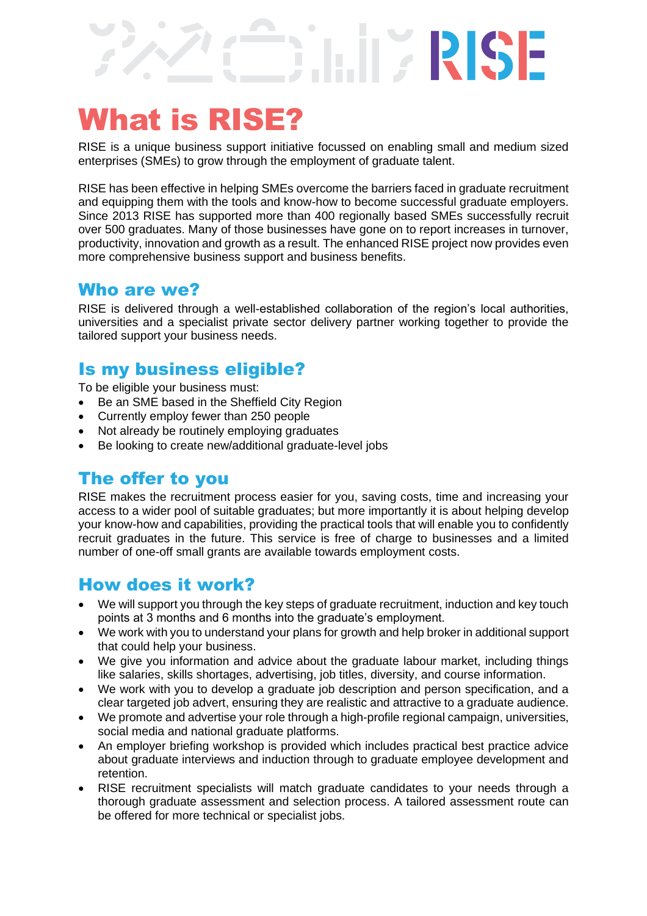# What is RISE?

RISE is a unique business support initiative focussed on enabling small and medium sized enterprises (SMEs) to grow through the employment of graduate talent.

RISE has been effective in helping SMEs overcome the barriers faced in graduate recruitment and equipping them with the tools and know-how to become successful graduate employers. Since 2013 RISE has supported more than 400 regionally based SMEs successfully recruit over 500 graduates. Many of those businesses have gone on to report increases in turnover, productivity, innovation and growth as a result. The enhanced RISE project now provides even more comprehensive business support and business benefits.

## Who are we?

RISE is delivered through a well-established collaboration of the region's local authorities, universities and a specialist private sector delivery partner working together to provide the tailored support your business needs.

## Is my business eligible?

To be eligible your business must:

- Be an SME based in the Sheffield City Region
- Currently employ fewer than 250 people
- Not already be routinely employing graduates
- Be looking to create new/additional graduate-level jobs

## The offer to you

RISE makes the recruitment process easier for you, saving costs, time and increasing your access to a wider pool of suitable graduates; but more importantly it is about helping develop your know-how and capabilities, providing the practical tools that will enable you to confidently recruit graduates in the future. This service is free of charge to businesses and a limited number of one-off small grants are available towards employment costs.

## How does it work?

- We will support you through the key steps of graduate recruitment, induction and key touch points at 3 months and 6 months into the graduate's employment.
- We work with you to understand your plans for growth and help broker in additional support that could help your business.
- We give you information and advice about the graduate labour market, including things like salaries, skills shortages, advertising, job titles, diversity, and course information.
- We work with you to develop a graduate job description and person specification, and a clear targeted job advert, ensuring they are realistic and attractive to a graduate audience.
- We promote and advertise your role through a high-profile regional campaign, universities, social media and national graduate platforms.
- An employer briefing workshop is provided which includes practical best practice advice about graduate interviews and induction through to graduate employee development and retention.
- RISE recruitment specialists will match graduate candidates to your needs through a thorough graduate assessment and selection process. A tailored assessment route can be offered for more technical or specialist jobs.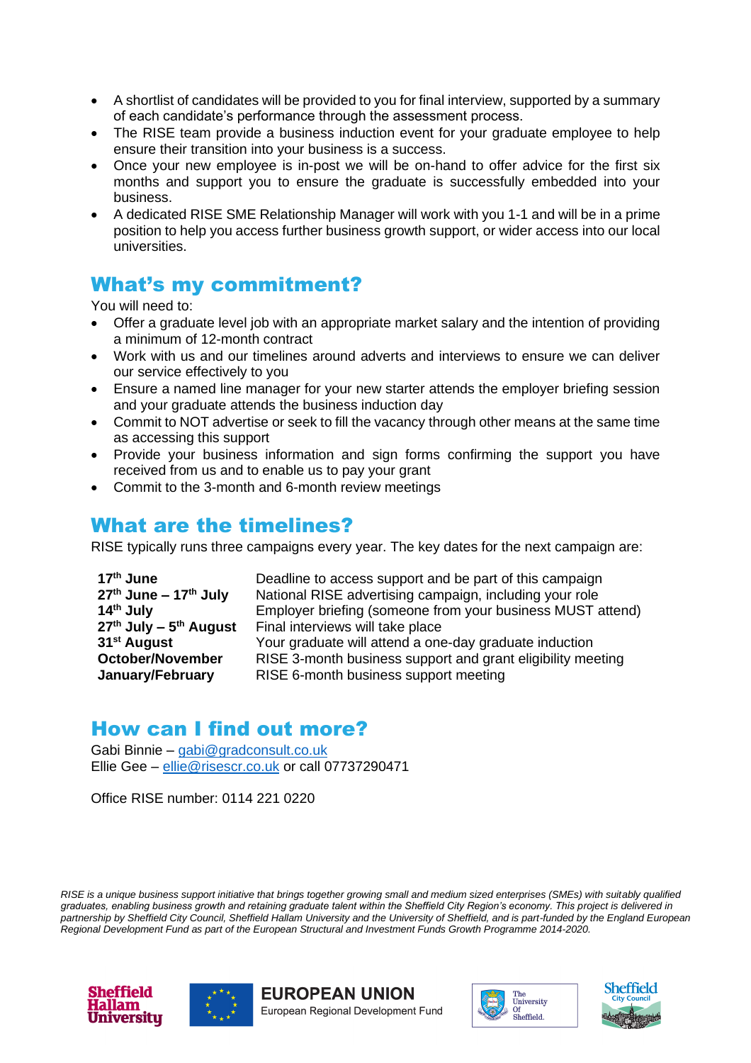- A shortlist of candidates will be provided to you for final interview, supported by a summary of each candidate's performance through the assessment process.
- The RISE team provide a business induction event for your graduate employee to help ensure their transition into your business is a success.
- Once your new employee is in-post we will be on-hand to offer advice for the first six months and support you to ensure the graduate is successfully embedded into your business.
- A dedicated RISE SME Relationship Manager will work with you 1-1 and will be in a prime position to help you access further business growth support, or wider access into our local universities.

## What's my commitment?

You will need to:

- Offer a graduate level job with an appropriate market salary and the intention of providing a minimum of 12-month contract
- Work with us and our timelines around adverts and interviews to ensure we can deliver our service effectively to you
- Ensure a named line manager for your new starter attends the employer briefing session and your graduate attends the business induction day
- Commit to NOT advertise or seek to fill the vacancy through other means at the same time as accessing this support
- Provide your business information and sign forms confirming the support you have received from us and to enable us to pay your grant
- Commit to the 3-month and 6-month review meetings

## What are the timelines?

RISE typically runs three campaigns every year. The key dates for the next campaign are:

| | |
|---|---|
| **17th June** | Deadline to access support and be part of this campaign |
| **27th June – 17th July** | National RISE advertising campaign, including your role |
| **14th July** | Employer briefing (someone from your business MUST attend) |
| **27th July – 5th August** | Final interviews will take place |
| **31st August** | Your graduate will attend a one-day graduate induction |
| **October/November** | RISE 3-month business support and grant eligibility meeting |
| **January/February** | RISE 6-month business support meeting |

## How can I find out more?

Gabi Binnie – gabi@gradconsult.co.uk
Ellie Gee – ellie@risescr.co.uk or call 07737290471

Office RISE number: 0114 221 0220

*RISE is a unique business support initiative that brings together growing small and medium sized enterprises (SMEs) with suitably qualified graduates, enabling business growth and retaining graduate talent within the Sheffield City Region's economy. This project is delivered in partnership by Sheffield City Council, Sheffield Hallam University and the University of Sheffield, and is part-funded by the England European Regional Development Fund as part of the European Structural and Investment Funds Growth Programme 2014-2020.*

Sheffield Hallam University

EUROPEAN UNION
European Regional Development Fund

The University Of Sheffield.

Sheffield City Council